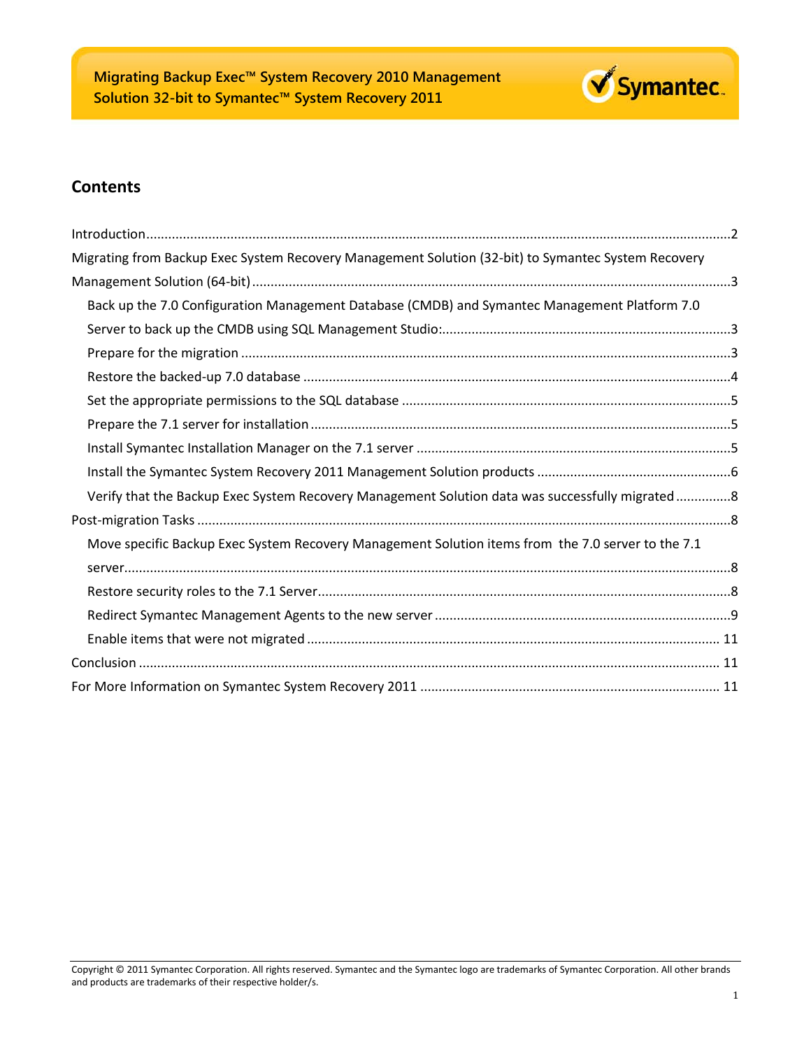# Migrating Backup Exec™ System Recovery 2010 Management Solution 32-bit to Symantec™ System Recovery 2011

## Contents

Introduction ........ 2

Migrating from Backup Exec System Recovery Management Solution (32-bit) to Symantec System Recovery Management Solution (64-bit) ........ 3

- Back up the 7.0 Configuration Management Database (CMDB) and Symantec Management Platform 7.0 Server to back up the CMDB using SQL Management Studio: ........ 3
- Prepare for the migration ........ 3
- Restore the backed-up 7.0 database ........ 4
- Set the appropriate permissions to the SQL database ........ 5
- Prepare the 7.1 server for installation ........ 5
- Install Symantec Installation Manager on the 7.1 server ........ 5
- Install the Symantec System Recovery 2011 Management Solution products ........ 6
- Verify that the Backup Exec System Recovery Management Solution data was successfully migrated ........ 8

Post-migration Tasks ........ 8

- Move specific Backup Exec System Recovery Management Solution items from the 7.0 server to the 7.1 server ........ 8
- Restore security roles to the 7.1 Server ........ 8
- Redirect Symantec Management Agents to the new server ........ 9
- Enable items that were not migrated ........ 11

Conclusion ........ 11

For More Information on Symantec System Recovery 2011 ........ 11

Copyright © 2011 Symantec Corporation. All rights reserved. Symantec and the Symantec logo are trademarks of Symantec Corporation. All other brands and products are trademarks of their respective holder/s.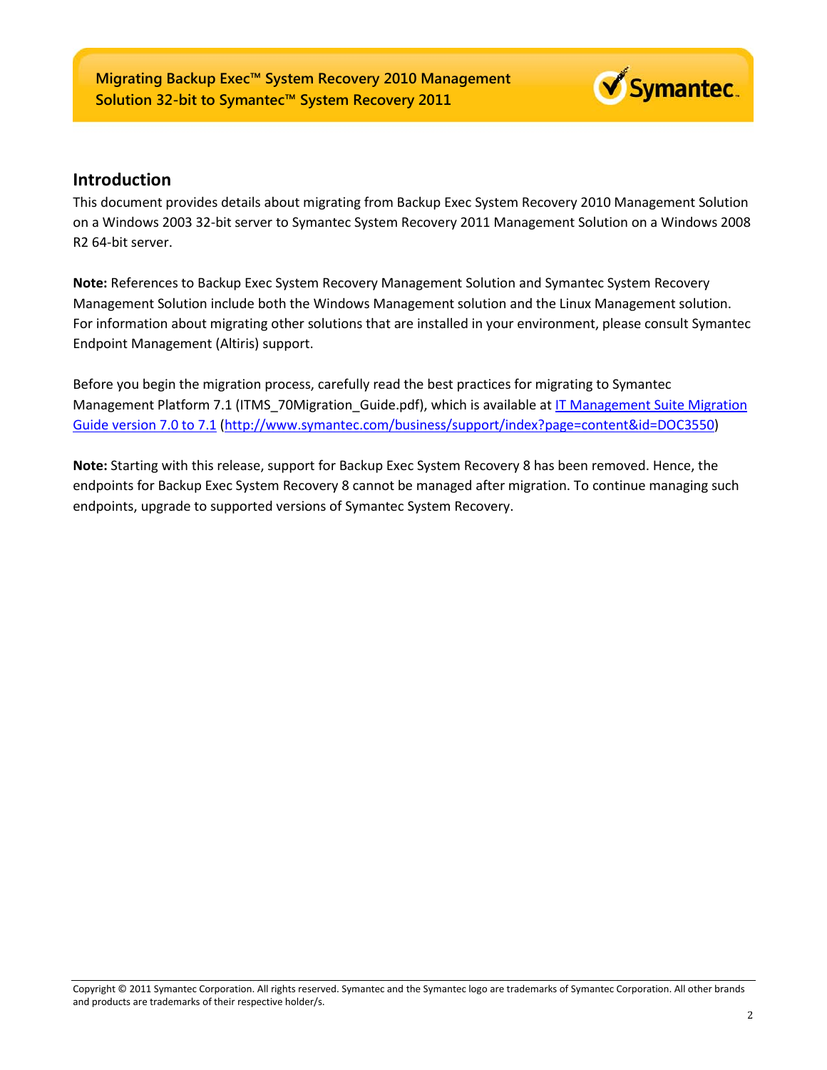## Introduction

This document provides details about migrating from Backup Exec System Recovery 2010 Management Solution on a Windows 2003 32-bit server to Symantec System Recovery 2011 Management Solution on a Windows 2008 R2 64-bit server.

**Note:** References to Backup Exec System Recovery Management Solution and Symantec System Recovery Management Solution include both the Windows Management solution and the Linux Management solution. For information about migrating other solutions that are installed in your environment, please consult Symantec Endpoint Management (Altiris) support.

Before you begin the migration process, carefully read the best practices for migrating to Symantec Management Platform 7.1 (ITMS_70Migration_Guide.pdf), which is available at [IT Management Suite Migration Guide version 7.0 to 7.1](http://www.symantec.com/business/support/index?page=content&id=DOC3550) (http://www.symantec.com/business/support/index?page=content&id=DOC3550)

**Note:** Starting with this release, support for Backup Exec System Recovery 8 has been removed. Hence, the endpoints for Backup Exec System Recovery 8 cannot be managed after migration. To continue managing such endpoints, upgrade to supported versions of Symantec System Recovery.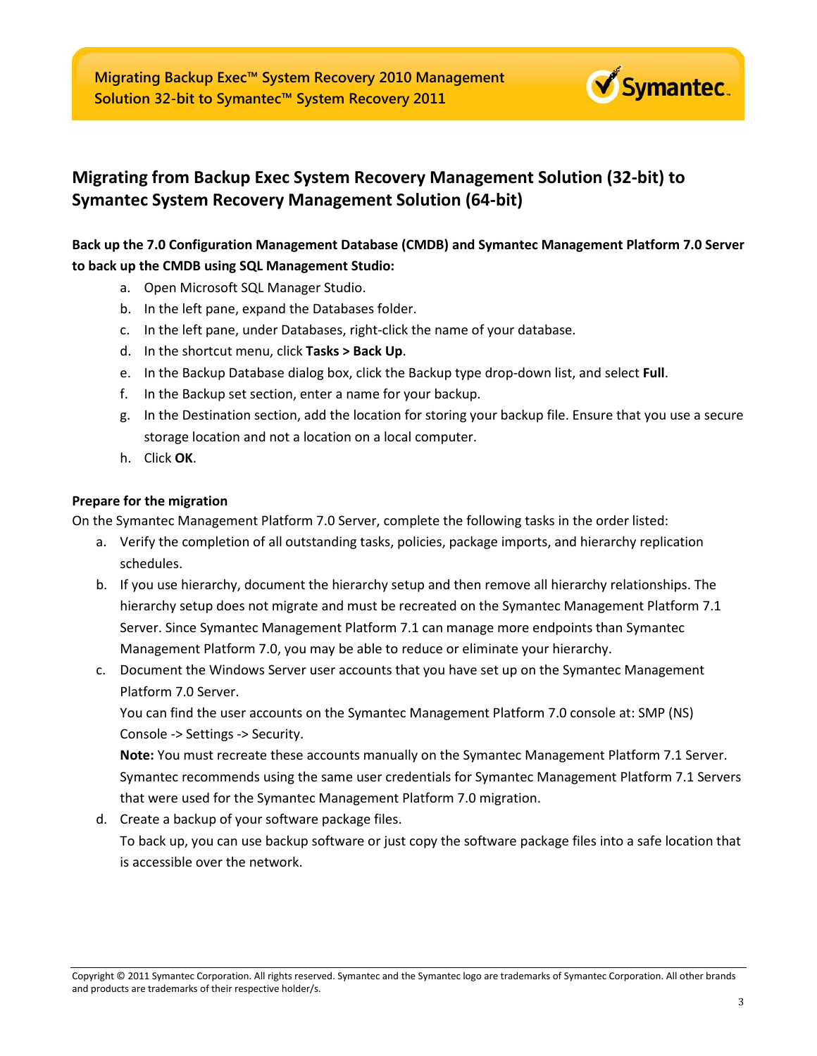## Migrating from Backup Exec System Recovery Management Solution (32-bit) to Symantec System Recovery Management Solution (64-bit)

**Back up the 7.0 Configuration Management Database (CMDB) and Symantec Management Platform 7.0 Server to back up the CMDB using SQL Management Studio:**

a. Open Microsoft SQL Manager Studio.
b. In the left pane, expand the Databases folder.
c. In the left pane, under Databases, right-click the name of your database.
d. In the shortcut menu, click **Tasks > Back Up**.
e. In the Backup Database dialog box, click the Backup type drop-down list, and select **Full**.
f. In the Backup set section, enter a name for your backup.
g. In the Destination section, add the location for storing your backup file. Ensure that you use a secure storage location and not a location on a local computer.
h. Click **OK**.

**Prepare for the migration**

On the Symantec Management Platform 7.0 Server, complete the following tasks in the order listed:

a. Verify the completion of all outstanding tasks, policies, package imports, and hierarchy replication schedules.
b. If you use hierarchy, document the hierarchy setup and then remove all hierarchy relationships. The hierarchy setup does not migrate and must be recreated on the Symantec Management Platform 7.1 Server. Since Symantec Management Platform 7.1 can manage more endpoints than Symantec Management Platform 7.0, you may be able to reduce or eliminate your hierarchy.
c. Document the Windows Server user accounts that you have set up on the Symantec Management Platform 7.0 Server.
   You can find the user accounts on the Symantec Management Platform 7.0 console at: SMP (NS) Console -> Settings -> Security.
   **Note:** You must recreate these accounts manually on the Symantec Management Platform 7.1 Server. Symantec recommends using the same user credentials for Symantec Management Platform 7.1 Servers that were used for the Symantec Management Platform 7.0 migration.
d. Create a backup of your software package files.
   To back up, you can use backup software or just copy the software package files into a safe location that is accessible over the network.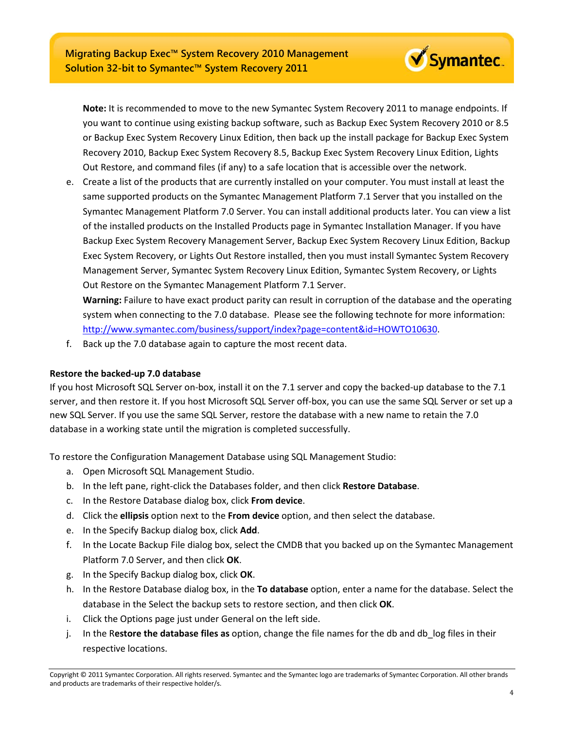**Note:** It is recommended to move to the new Symantec System Recovery 2011 to manage endpoints. If you want to continue using existing backup software, such as Backup Exec System Recovery 2010 or 8.5 or Backup Exec System Recovery Linux Edition, then back up the install package for Backup Exec System Recovery 2010, Backup Exec System Recovery 8.5, Backup Exec System Recovery Linux Edition, Lights Out Restore, and command files (if any) to a safe location that is accessible over the network.

e. Create a list of the products that are currently installed on your computer. You must install at least the same supported products on the Symantec Management Platform 7.1 Server that you installed on the Symantec Management Platform 7.0 Server. You can install additional products later. You can view a list of the installed products on the Installed Products page in Symantec Installation Manager. If you have Backup Exec System Recovery Management Server, Backup Exec System Recovery Linux Edition, Backup Exec System Recovery, or Lights Out Restore installed, then you must install Symantec System Recovery Management Server, Symantec System Recovery Linux Edition, Symantec System Recovery, or Lights Out Restore on the Symantec Management Platform 7.1 Server.
   **Warning:** Failure to have exact product parity can result in corruption of the database and the operating system when connecting to the 7.0 database. Please see the following technote for more information: http://www.symantec.com/business/support/index?page=content&id=HOWTO10630.
f. Back up the 7.0 database again to capture the most recent data.

**Restore the backed-up 7.0 database**

If you host Microsoft SQL Server on-box, install it on the 7.1 server and copy the backed-up database to the 7.1 server, and then restore it. If you host Microsoft SQL Server off-box, you can use the same SQL Server or set up a new SQL Server. If you use the same SQL Server, restore the database with a new name to retain the 7.0 database in a working state until the migration is completed successfully.

To restore the Configuration Management Database using SQL Management Studio:

a. Open Microsoft SQL Management Studio.
b. In the left pane, right-click the Databases folder, and then click **Restore Database**.
c. In the Restore Database dialog box, click **From device**.
d. Click the **ellipsis** option next to the **From device** option, and then select the database.
e. In the Specify Backup dialog box, click **Add**.
f. In the Locate Backup File dialog box, select the CMDB that you backed up on the Symantec Management Platform 7.0 Server, and then click **OK**.
g. In the Specify Backup dialog box, click **OK**.
h. In the Restore Database dialog box, in the **To database** option, enter a name for the database. Select the database in the Select the backup sets to restore section, and then click **OK**.
i. Click the Options page just under General on the left side.
j. In the R**estore the database files as** option, change the file names for the db and db_log files in their respective locations.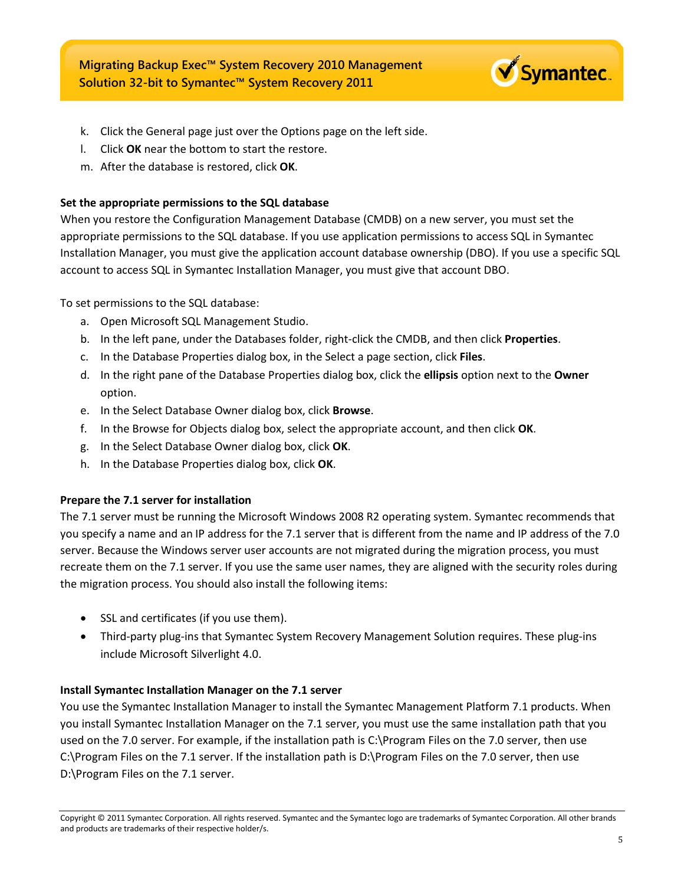k. Click the General page just over the Options page on the left side.
l. Click **OK** near the bottom to start the restore.
m. After the database is restored, click **OK**.

**Set the appropriate permissions to the SQL database**

When you restore the Configuration Management Database (CMDB) on a new server, you must set the appropriate permissions to the SQL database. If you use application permissions to access SQL in Symantec Installation Manager, you must give the application account database ownership (DBO). If you use a specific SQL account to access SQL in Symantec Installation Manager, you must give that account DBO.

To set permissions to the SQL database:

a. Open Microsoft SQL Management Studio.
b. In the left pane, under the Databases folder, right-click the CMDB, and then click **Properties**.
c. In the Database Properties dialog box, in the Select a page section, click **Files**.
d. In the right pane of the Database Properties dialog box, click the **ellipsis** option next to the **Owner** option.
e. In the Select Database Owner dialog box, click **Browse**.
f. In the Browse for Objects dialog box, select the appropriate account, and then click **OK**.
g. In the Select Database Owner dialog box, click **OK**.
h. In the Database Properties dialog box, click **OK**.

**Prepare the 7.1 server for installation**

The 7.1 server must be running the Microsoft Windows 2008 R2 operating system. Symantec recommends that you specify a name and an IP address for the 7.1 server that is different from the name and IP address of the 7.0 server. Because the Windows server user accounts are not migrated during the migration process, you must recreate them on the 7.1 server. If you use the same user names, they are aligned with the security roles during the migration process. You should also install the following items:

- SSL and certificates (if you use them).
- Third-party plug-ins that Symantec System Recovery Management Solution requires. These plug-ins include Microsoft Silverlight 4.0.

**Install Symantec Installation Manager on the 7.1 server**

You use the Symantec Installation Manager to install the Symantec Management Platform 7.1 products. When you install Symantec Installation Manager on the 7.1 server, you must use the same installation path that you used on the 7.0 server. For example, if the installation path is C:\Program Files on the 7.0 server, then use C:\Program Files on the 7.1 server. If the installation path is D:\Program Files on the 7.0 server, then use D:\Program Files on the 7.1 server.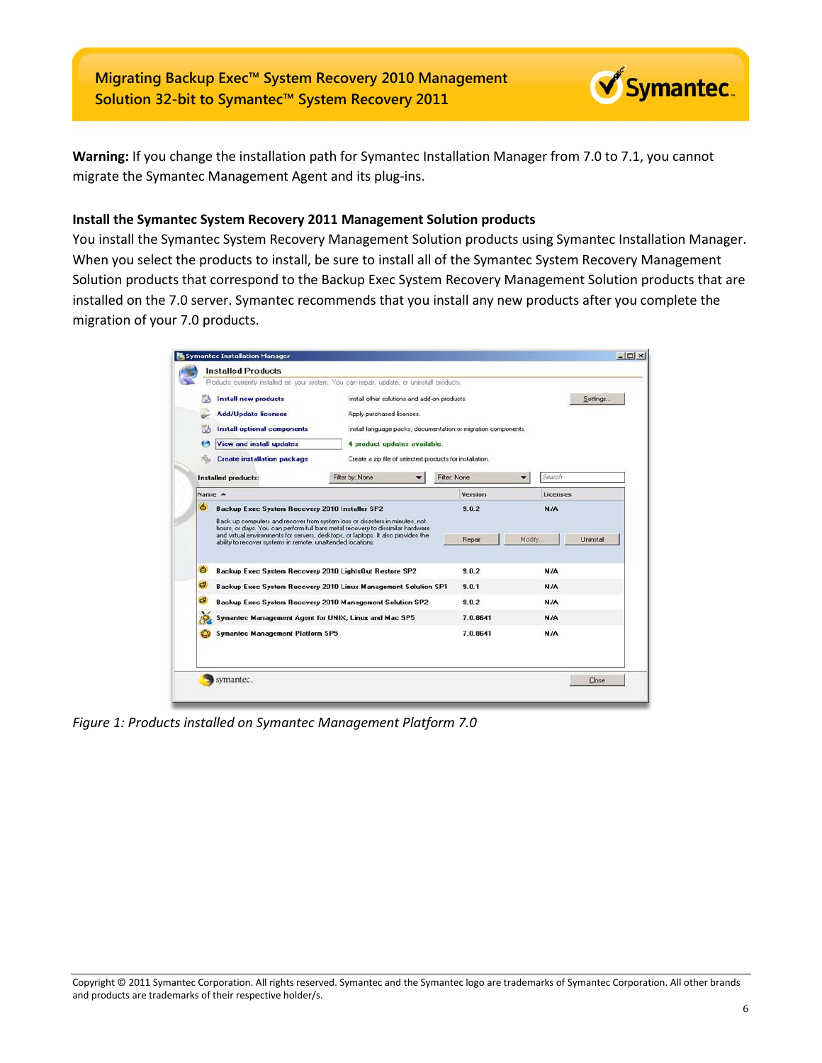**Warning:** If you change the installation path for Symantec Installation Manager from 7.0 to 7.1, you cannot migrate the Symantec Management Agent and its plug-ins.

### Install the Symantec System Recovery 2011 Management Solution products

You install the Symantec System Recovery Management Solution products using Symantec Installation Manager. When you select the products to install, be sure to install all of the Symantec System Recovery Management Solution products that correspond to the Backup Exec System Recovery Management Solution products that are installed on the 7.0 server. Symantec recommends that you install any new products after you complete the migration of your 7.0 products.

*Figure 1: Products installed on Symantec Management Platform 7.0*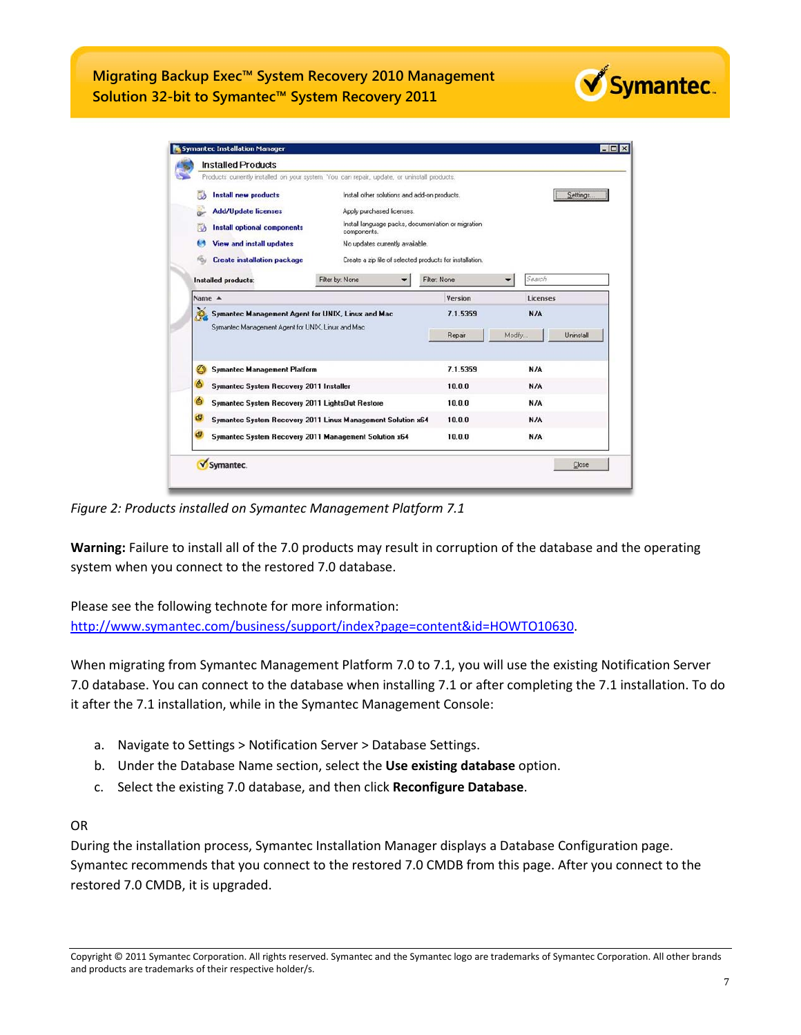*Figure 2: Products installed on Symantec Management Platform 7.1*

**Warning:** Failure to install all of the 7.0 products may result in corruption of the database and the operating system when you connect to the restored 7.0 database.

Please see the following technote for more information:
http://www.symantec.com/business/support/index?page=content&id=HOWTO10630.

When migrating from Symantec Management Platform 7.0 to 7.1, you will use the existing Notification Server 7.0 database. You can connect to the database when installing 7.1 or after completing the 7.1 installation. To do it after the 7.1 installation, while in the Symantec Management Console:

a. Navigate to Settings > Notification Server > Database Settings.
b. Under the Database Name section, select the **Use existing database** option.
c. Select the existing 7.0 database, and then click **Reconfigure Database**.

OR

During the installation process, Symantec Installation Manager displays a Database Configuration page. Symantec recommends that you connect to the restored 7.0 CMDB from this page. After you connect to the restored 7.0 CMDB, it is upgraded.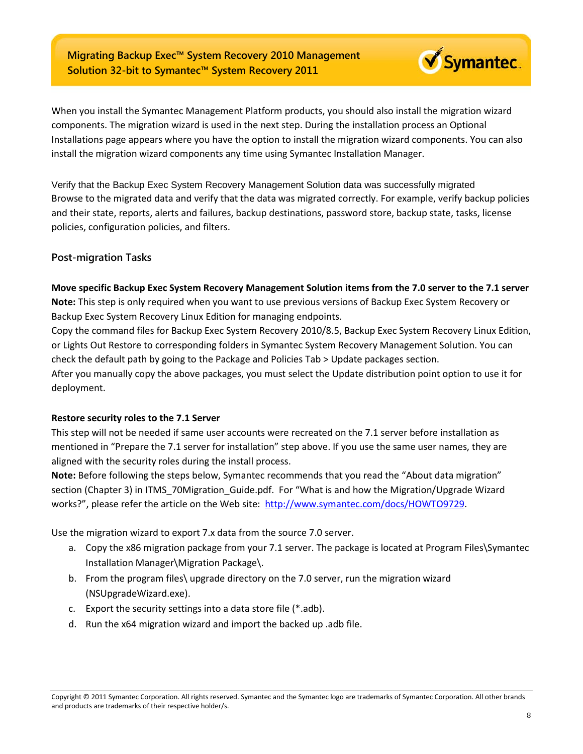When you install the Symantec Management Platform products, you should also install the migration wizard components. The migration wizard is used in the next step. During the installation process an Optional Installations page appears where you have the option to install the migration wizard components. You can also install the migration wizard components any time using Symantec Installation Manager.

Verify that the Backup Exec System Recovery Management Solution data was successfully migrated
Browse to the migrated data and verify that the data was migrated correctly. For example, verify backup policies and their state, reports, alerts and failures, backup destinations, password store, backup state, tasks, license policies, configuration policies, and filters.

## Post-migration Tasks

**Move specific Backup Exec System Recovery Management Solution items from the 7.0 server to the 7.1 server**
**Note:** This step is only required when you want to use previous versions of Backup Exec System Recovery or Backup Exec System Recovery Linux Edition for managing endpoints.
Copy the command files for Backup Exec System Recovery 2010/8.5, Backup Exec System Recovery Linux Edition, or Lights Out Restore to corresponding folders in Symantec System Recovery Management Solution. You can check the default path by going to the Package and Policies Tab > Update packages section.
After you manually copy the above packages, you must select the Update distribution point option to use it for deployment.

**Restore security roles to the 7.1 Server**
This step will not be needed if same user accounts were recreated on the 7.1 server before installation as mentioned in "Prepare the 7.1 server for installation" step above. If you use the same user names, they are aligned with the security roles during the install process.
**Note:** Before following the steps below, Symantec recommends that you read the "About data migration" section (Chapter 3) in ITMS_70Migration_Guide.pdf. For "What is and how the Migration/Upgrade Wizard works?", please refer the article on the Web site: http://www.symantec.com/docs/HOWTO9729.

Use the migration wizard to export 7.x data from the source 7.0 server.

a. Copy the x86 migration package from your 7.1 server. The package is located at Program Files\Symantec Installation Manager\Migration Package\.
b. From the program files\ upgrade directory on the 7.0 server, run the migration wizard (NSUpgradeWizard.exe).
c. Export the security settings into a data store file (*.adb).
d. Run the x64 migration wizard and import the backed up .adb file.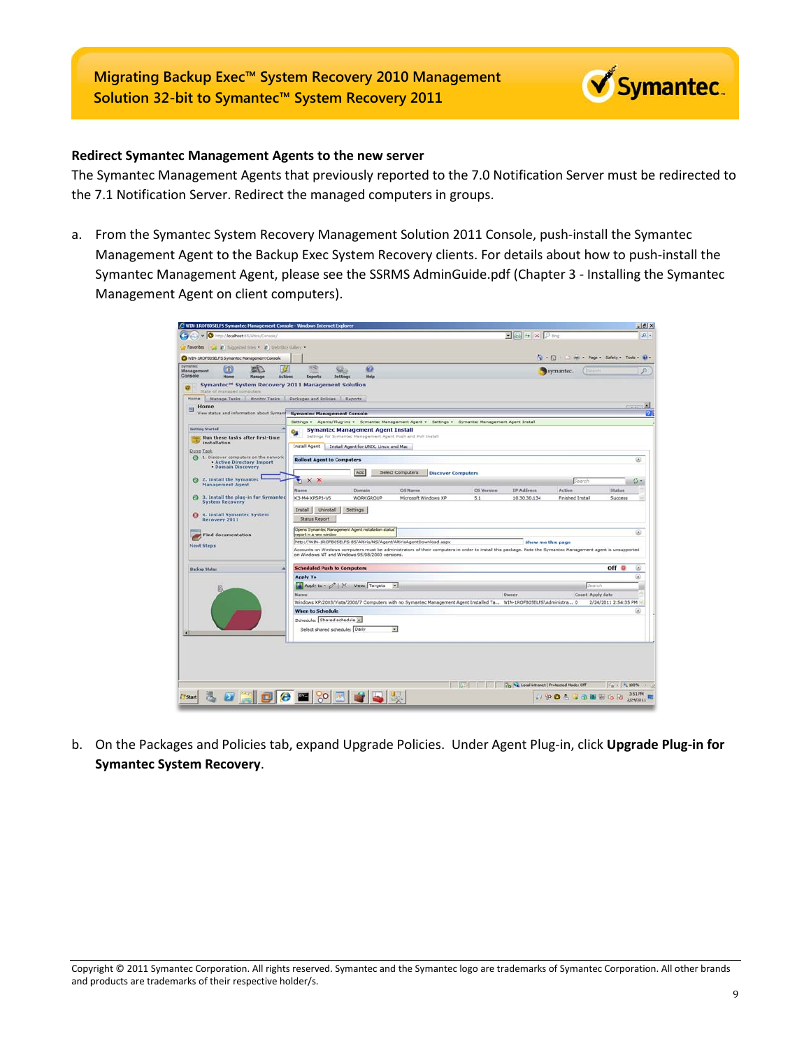**Redirect Symantec Management Agents to the new server**

The Symantec Management Agents that previously reported to the 7.0 Notification Server must be redirected to the 7.1 Notification Server. Redirect the managed computers in groups.

a. From the Symantec System Recovery Management Solution 2011 Console, push-install the Symantec Management Agent to the Backup Exec System Recovery clients. For details about how to push-install the Symantec Management Agent, please see the SSRMS AdminGuide.pdf (Chapter 3 - Installing the Symantec Management Agent on client computers).

b. On the Packages and Policies tab, expand Upgrade Policies. Under Agent Plug-in, click **Upgrade Plug-in for Symantec System Recovery**.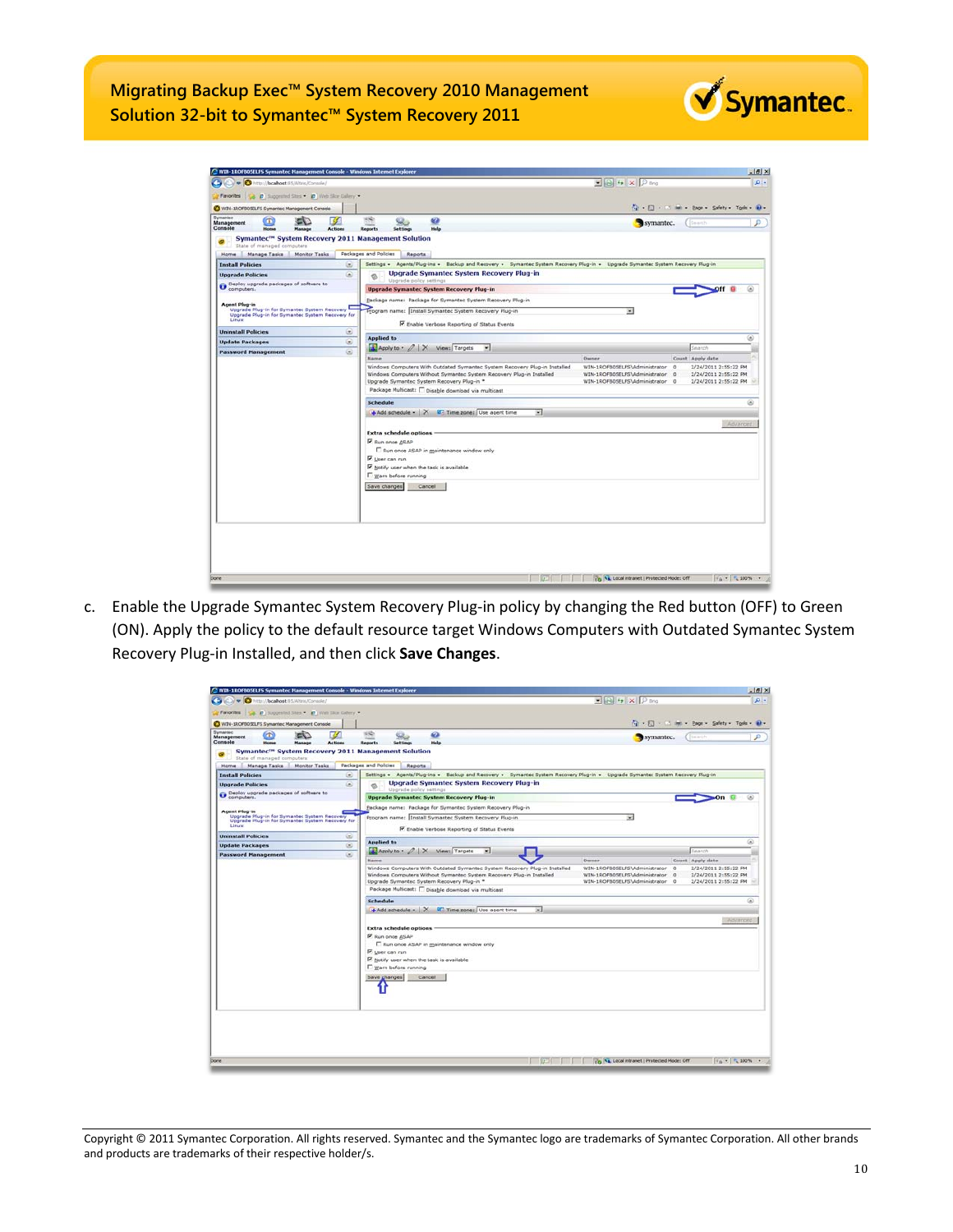c. Enable the Upgrade Symantec System Recovery Plug-in policy by changing the Red button (OFF) to Green (ON). Apply the policy to the default resource target Windows Computers with Outdated Symantec System Recovery Plug-in Installed, and then click **Save Changes**.

Copyright © 2011 Symantec Corporation. All rights reserved. Symantec and the Symantec logo are trademarks of Symantec Corporation. All other brands and products are trademarks of their respective holder/s.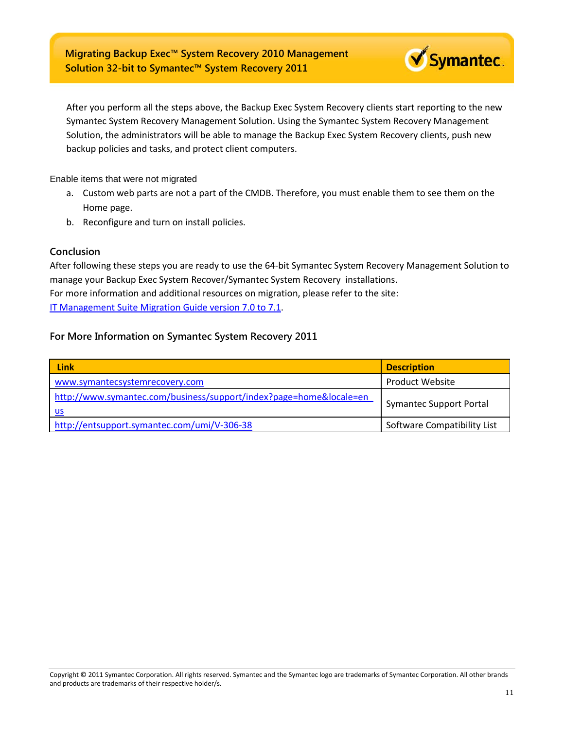After you perform all the steps above, the Backup Exec System Recovery clients start reporting to the new Symantec System Recovery Management Solution. Using the Symantec System Recovery Management Solution, the administrators will be able to manage the Backup Exec System Recovery clients, push new backup policies and tasks, and protect client computers.

Enable items that were not migrated

a. Custom web parts are not a part of the CMDB. Therefore, you must enable them to see them on the Home page.
b. Reconfigure and turn on install policies.

## Conclusion

After following these steps you are ready to use the 64-bit Symantec System Recovery Management Solution to manage your Backup Exec System Recover/Symantec System Recovery installations.
For more information and additional resources on migration, please refer to the site:
IT Management Suite Migration Guide version 7.0 to 7.1.

## For More Information on Symantec System Recovery 2011

| Link | Description |
|---|---|
| www.symantecsystemrecovery.com | Product Website |
| http://www.symantec.com/business/support/index?page=home&locale=en_us | Symantec Support Portal |
| http://entsupport.symantec.com/umi/V-306-38 | Software Compatibility List |

Copyright © 2011 Symantec Corporation. All rights reserved. Symantec and the Symantec logo are trademarks of Symantec Corporation. All other brands and products are trademarks of their respective holder/s.